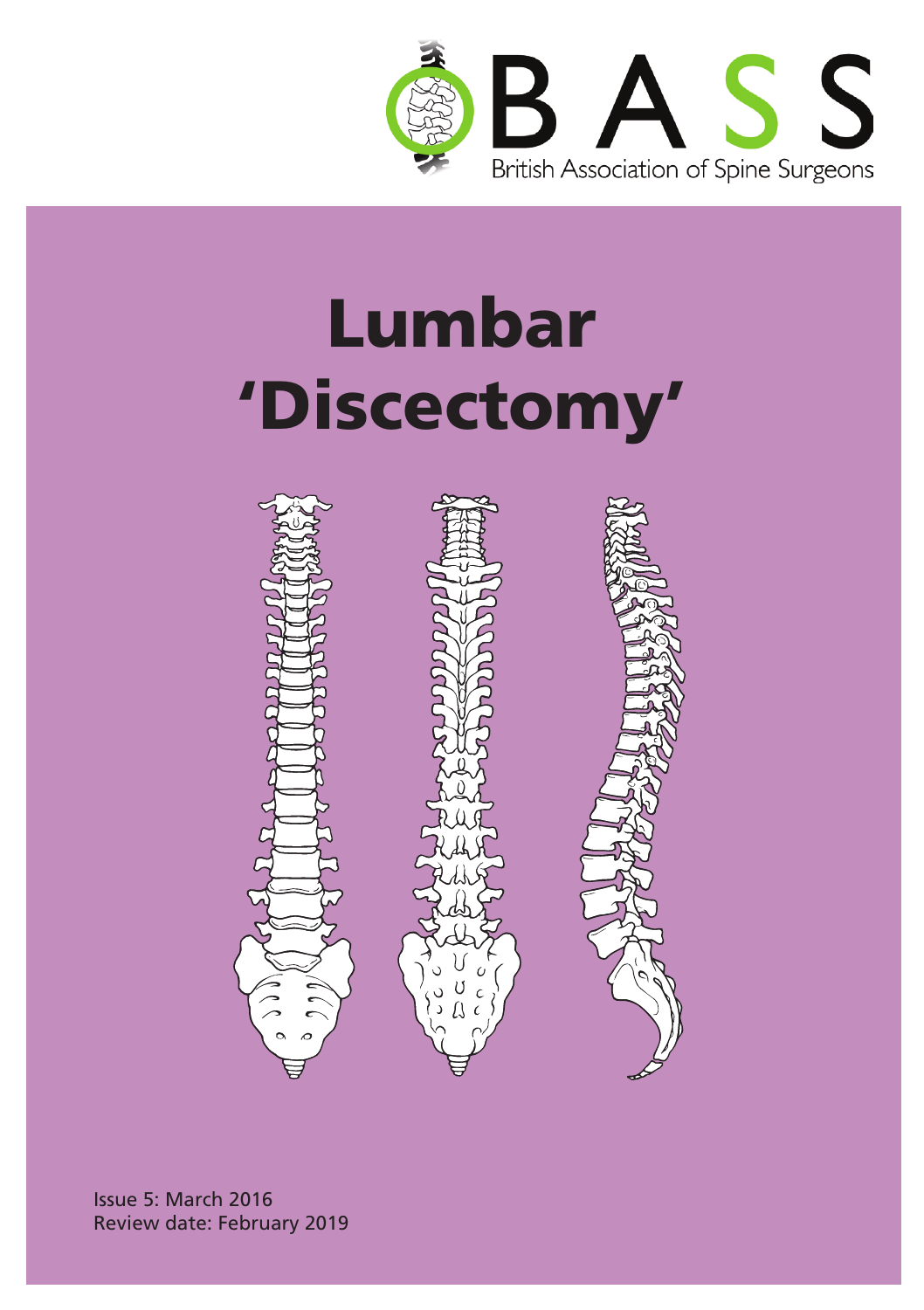BASS

British Association of Spine Surgeons

# Lumbar 'Discectomy'

Issue 5: March 2016
Review date: February 2019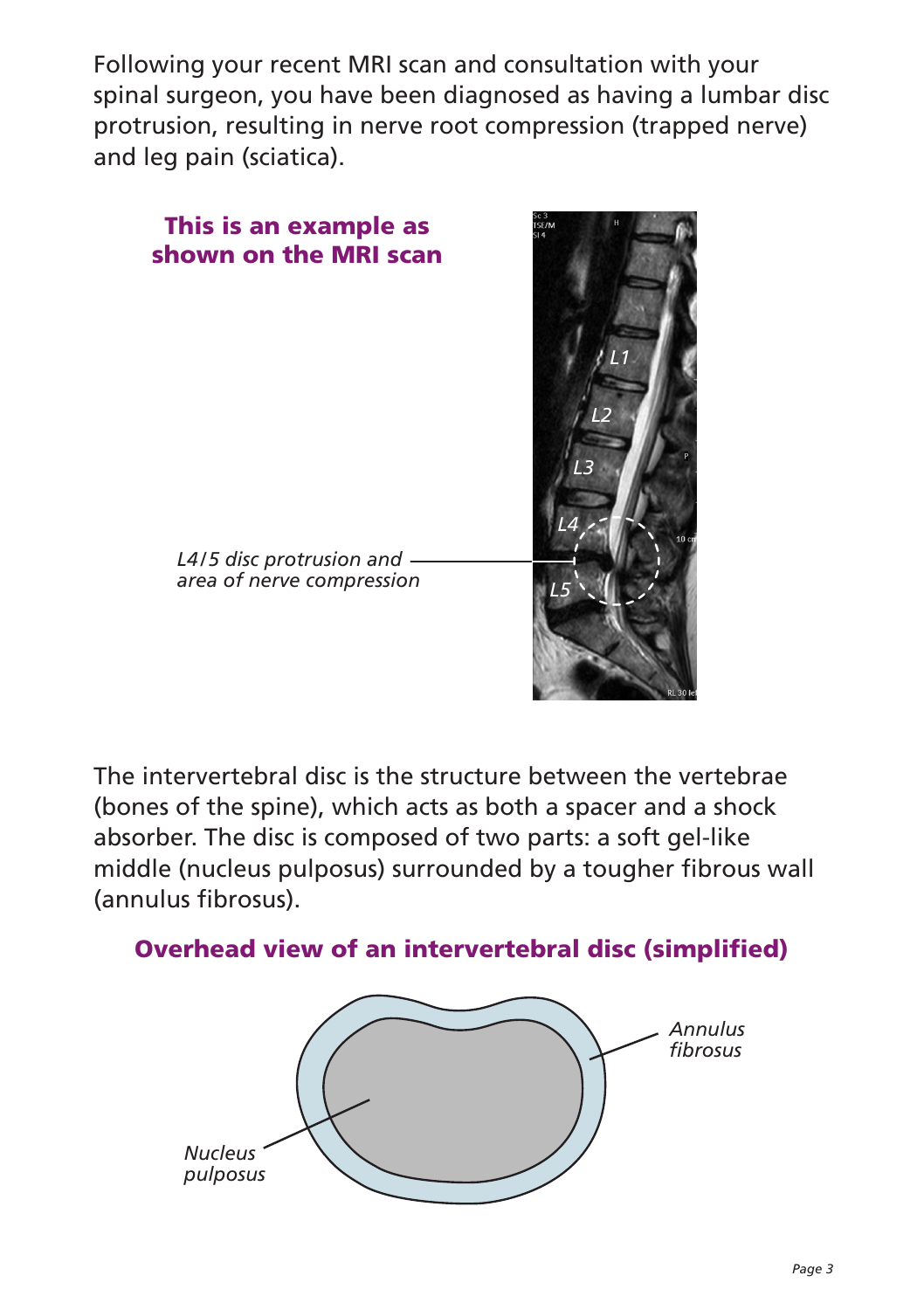Following your recent MRI scan and consultation with your spinal surgeon, you have been diagnosed as having a lumbar disc protrusion, resulting in nerve root compression (trapped nerve) and leg pain (sciatica).

**This is an example as shown on the MRI scan**

*L4/5 disc protrusion and area of nerve compression*

The intervertebral disc is the structure between the vertebrae (bones of the spine), which acts as both a spacer and a shock absorber. The disc is composed of two parts: a soft gel-like middle (nucleus pulposus) surrounded by a tougher fibrous wall (annulus fibrosus).

**Overhead view of an intervertebral disc (simplified)**

*Annulus fibrosus*

*Nucleus pulposus*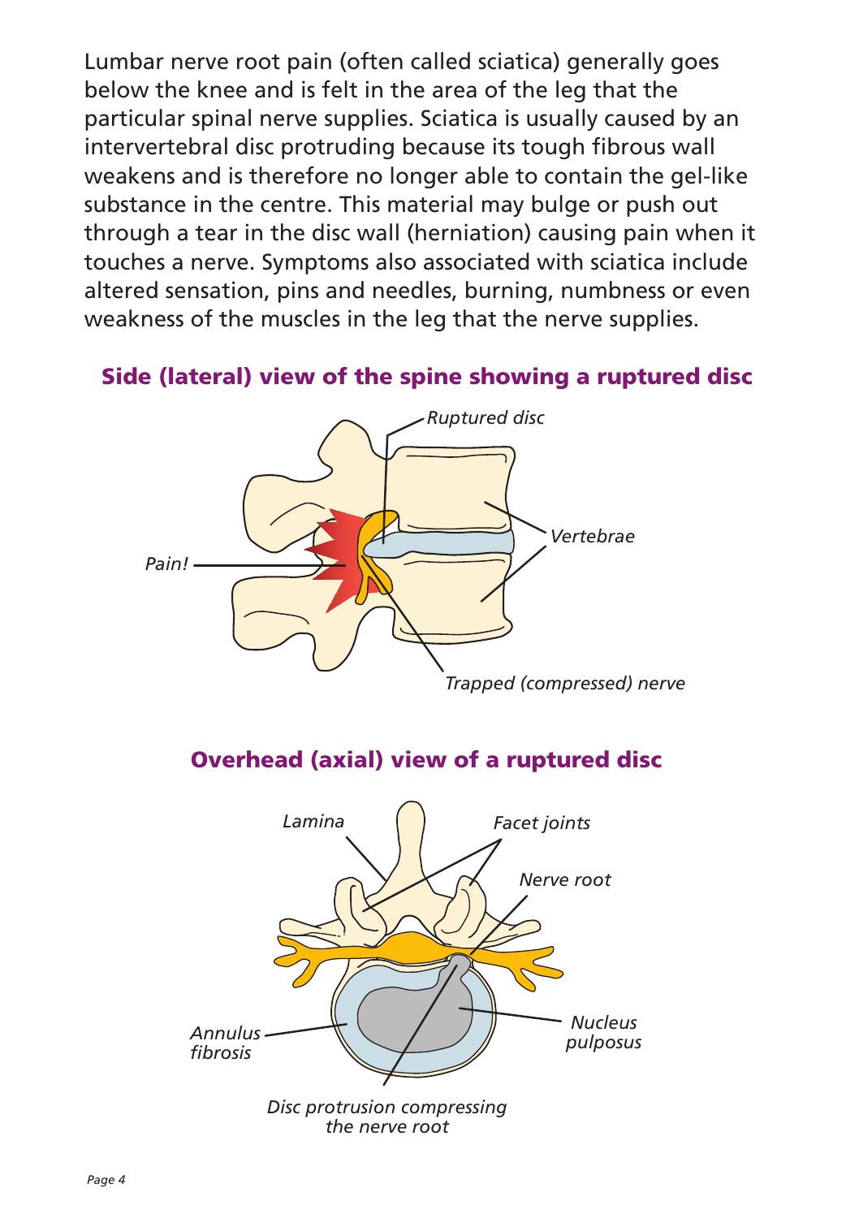Lumbar nerve root pain (often called sciatica) generally goes below the knee and is felt in the area of the leg that the particular spinal nerve supplies. Sciatica is usually caused by an intervertebral disc protruding because its tough fibrous wall weakens and is therefore no longer able to contain the gel-like substance in the centre. This material may bulge or push out through a tear in the disc wall (herniation) causing pain when it touches a nerve. Symptoms also associated with sciatica include altered sensation, pins and needles, burning, numbness or even weakness of the muscles in the leg that the nerve supplies.

### Side (lateral) view of the spine showing a ruptured disc

*Ruptured disc*

*Vertebrae*

*Pain!*

*Trapped (compressed) nerve*

### Overhead (axial) view of a ruptured disc

*Lamina*

*Facet joints*

*Nerve root*

*Nucleus pulposus*

*Annulus fibrosis*

*Disc protrusion compressing the nerve root*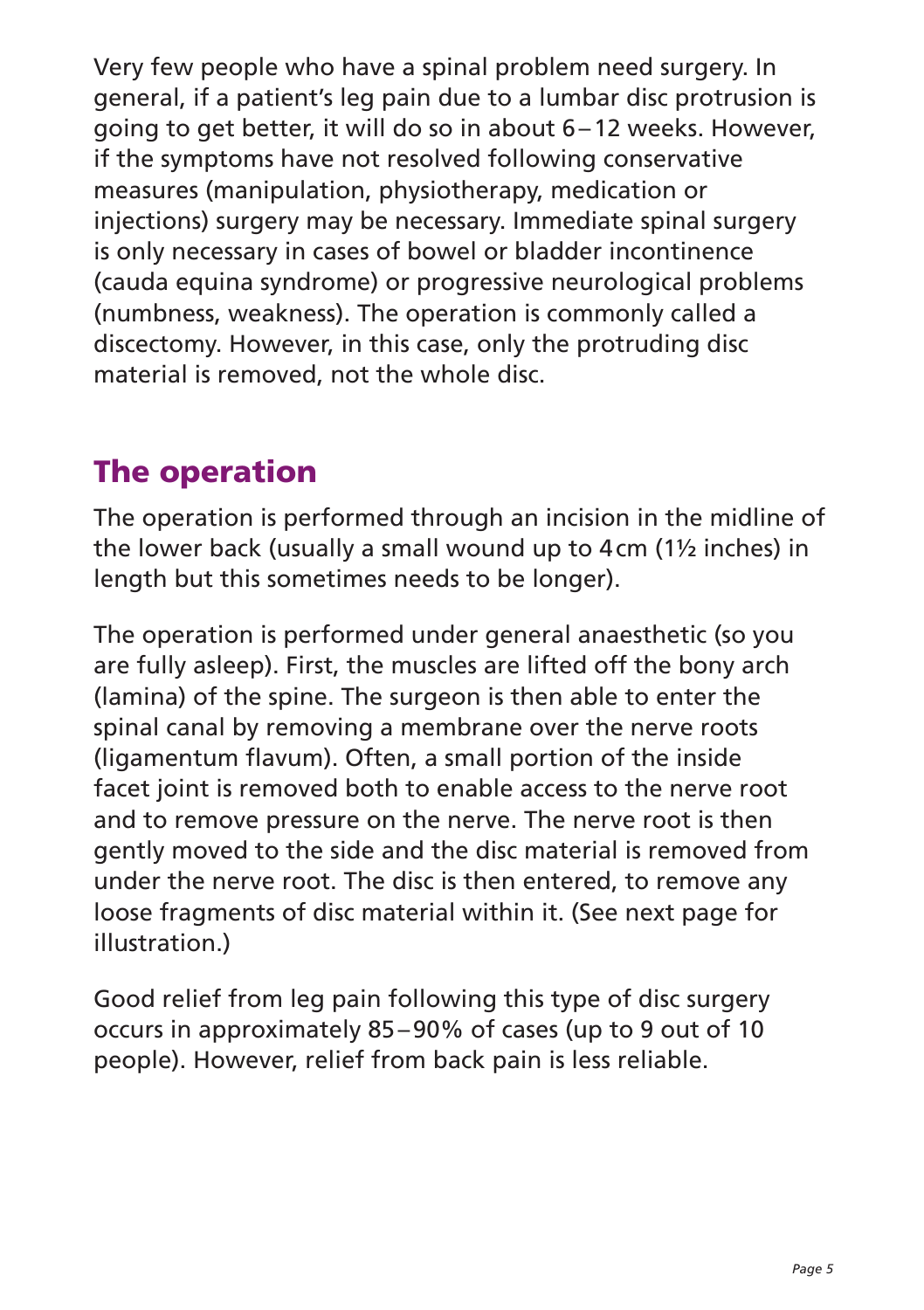Very few people who have a spinal problem need surgery. In general, if a patient's leg pain due to a lumbar disc protrusion is going to get better, it will do so in about 6–12 weeks. However, if the symptoms have not resolved following conservative measures (manipulation, physiotherapy, medication or injections) surgery may be necessary. Immediate spinal surgery is only necessary in cases of bowel or bladder incontinence (cauda equina syndrome) or progressive neurological problems (numbness, weakness). The operation is commonly called a discectomy. However, in this case, only the protruding disc material is removed, not the whole disc.

## The operation

The operation is performed through an incision in the midline of the lower back (usually a small wound up to 4cm (1½ inches) in length but this sometimes needs to be longer).

The operation is performed under general anaesthetic (so you are fully asleep). First, the muscles are lifted off the bony arch (lamina) of the spine. The surgeon is then able to enter the spinal canal by removing a membrane over the nerve roots (ligamentum flavum). Often, a small portion of the inside facet joint is removed both to enable access to the nerve root and to remove pressure on the nerve. The nerve root is then gently moved to the side and the disc material is removed from under the nerve root. The disc is then entered, to remove any loose fragments of disc material within it. (See next page for illustration.)

Good relief from leg pain following this type of disc surgery occurs in approximately 85–90% of cases (up to 9 out of 10 people). However, relief from back pain is less reliable.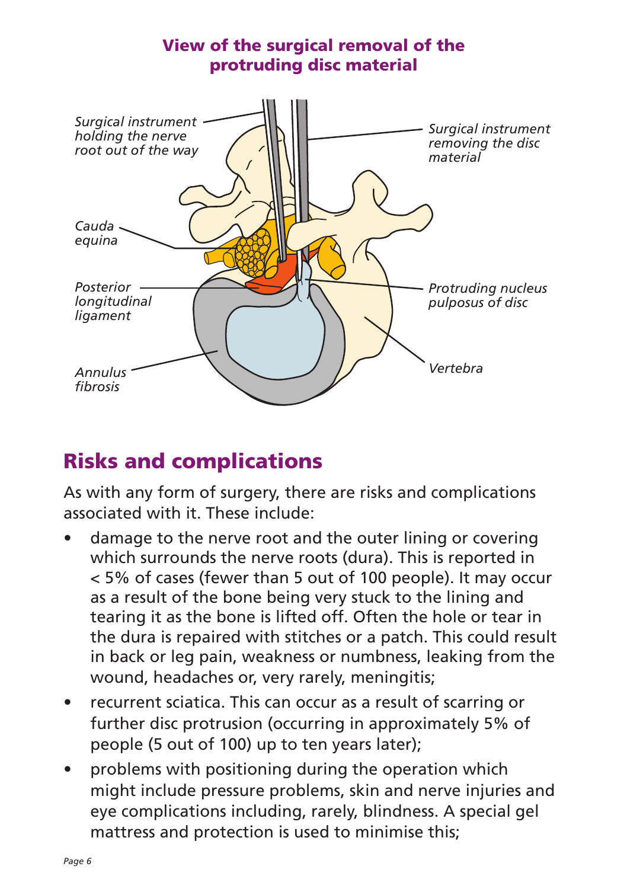**View of the surgical removal of the protruding disc material**

Surgical instrument holding the nerve root out of the way

Surgical instrument removing the disc material

Cauda equina

Posterior longitudinal ligament

Protruding nucleus pulposus of disc

Vertebra

Annulus fibrosis

## Risks and complications

As with any form of surgery, there are risks and complications associated with it. These include:

- damage to the nerve root and the outer lining or covering which surrounds the nerve roots (dura). This is reported in < 5% of cases (fewer than 5 out of 100 people). It may occur as a result of the bone being very stuck to the lining and tearing it as the bone is lifted off. Often the hole or tear in the dura is repaired with stitches or a patch. This could result in back or leg pain, weakness or numbness, leaking from the wound, headaches or, very rarely, meningitis;
- recurrent sciatica. This can occur as a result of scarring or further disc protrusion (occurring in approximately 5% of people (5 out of 100) up to ten years later);
- problems with positioning during the operation which might include pressure problems, skin and nerve injuries and eye complications including, rarely, blindness. A special gel mattress and protection is used to minimise this;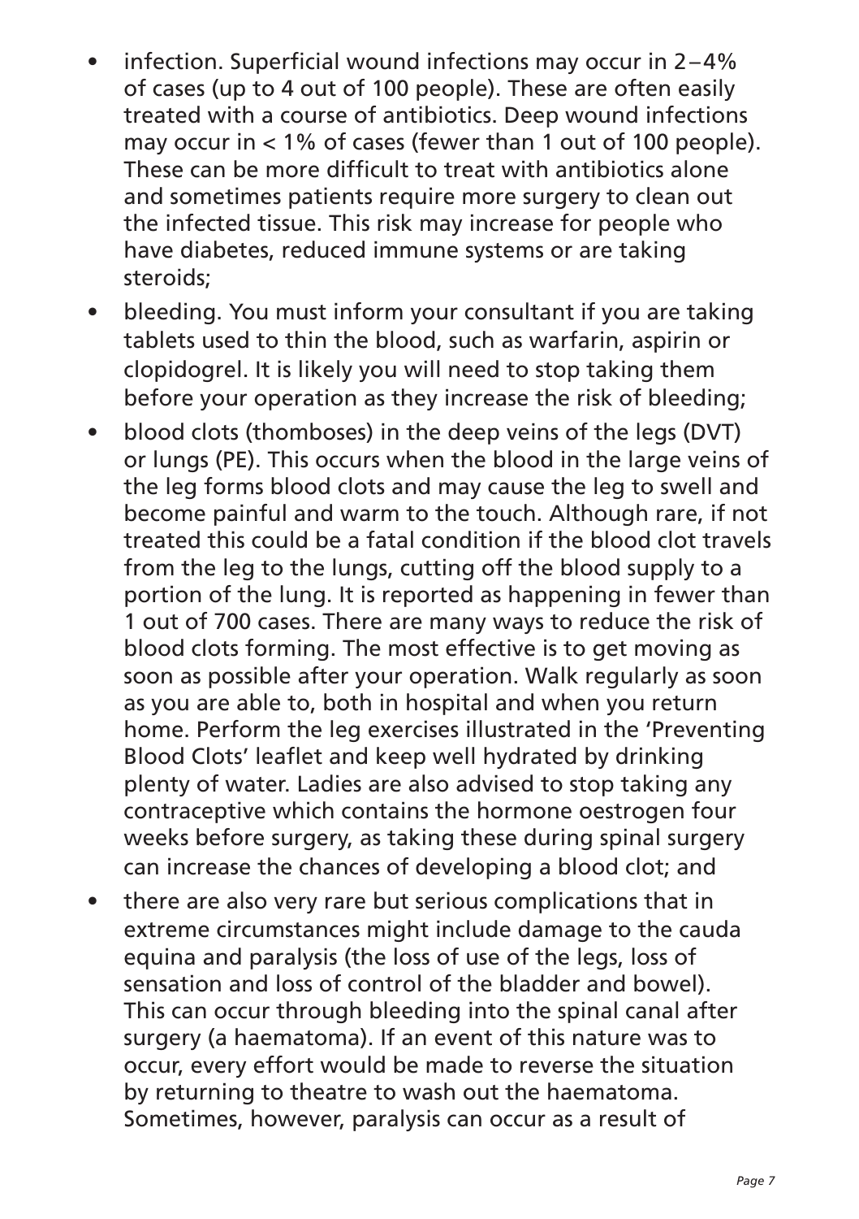- infection. Superficial wound infections may occur in 2–4% of cases (up to 4 out of 100 people). These are often easily treated with a course of antibiotics. Deep wound infections may occur in < 1% of cases (fewer than 1 out of 100 people). These can be more difficult to treat with antibiotics alone and sometimes patients require more surgery to clean out the infected tissue. This risk may increase for people who have diabetes, reduced immune systems or are taking steroids;
- bleeding. You must inform your consultant if you are taking tablets used to thin the blood, such as warfarin, aspirin or clopidogrel. It is likely you will need to stop taking them before your operation as they increase the risk of bleeding;
- blood clots (thomboses) in the deep veins of the legs (DVT) or lungs (PE). This occurs when the blood in the large veins of the leg forms blood clots and may cause the leg to swell and become painful and warm to the touch. Although rare, if not treated this could be a fatal condition if the blood clot travels from the leg to the lungs, cutting off the blood supply to a portion of the lung. It is reported as happening in fewer than 1 out of 700 cases. There are many ways to reduce the risk of blood clots forming. The most effective is to get moving as soon as possible after your operation. Walk regularly as soon as you are able to, both in hospital and when you return home. Perform the leg exercises illustrated in the 'Preventing Blood Clots' leaflet and keep well hydrated by drinking plenty of water. Ladies are also advised to stop taking any contraceptive which contains the hormone oestrogen four weeks before surgery, as taking these during spinal surgery can increase the chances of developing a blood clot; and
- there are also very rare but serious complications that in extreme circumstances might include damage to the cauda equina and paralysis (the loss of use of the legs, loss of sensation and loss of control of the bladder and bowel). This can occur through bleeding into the spinal canal after surgery (a haematoma). If an event of this nature was to occur, every effort would be made to reverse the situation by returning to theatre to wash out the haematoma. Sometimes, however, paralysis can occur as a result of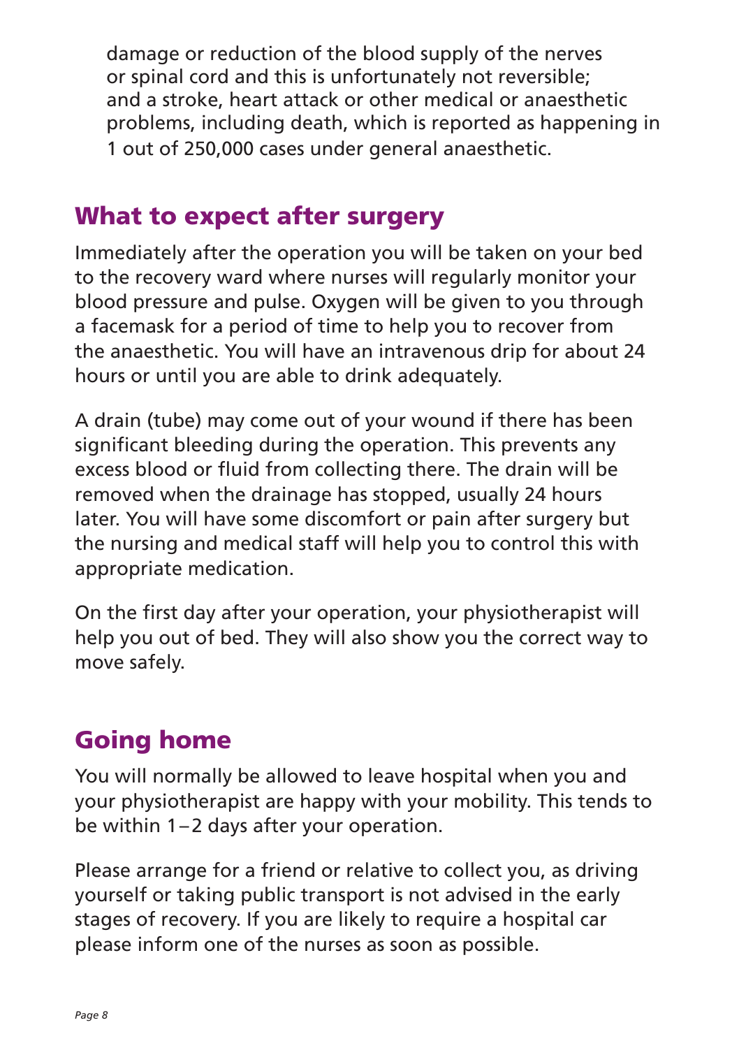damage or reduction of the blood supply of the nerves or spinal cord and this is unfortunately not reversible; and a stroke, heart attack or other medical or anaesthetic problems, including death, which is reported as happening in 1 out of 250,000 cases under general anaesthetic.

## What to expect after surgery

Immediately after the operation you will be taken on your bed to the recovery ward where nurses will regularly monitor your blood pressure and pulse. Oxygen will be given to you through a facemask for a period of time to help you to recover from the anaesthetic. You will have an intravenous drip for about 24 hours or until you are able to drink adequately.

A drain (tube) may come out of your wound if there has been significant bleeding during the operation. This prevents any excess blood or fluid from collecting there. The drain will be removed when the drainage has stopped, usually 24 hours later. You will have some discomfort or pain after surgery but the nursing and medical staff will help you to control this with appropriate medication.

On the first day after your operation, your physiotherapist will help you out of bed. They will also show you the correct way to move safely.

## Going home

You will normally be allowed to leave hospital when you and your physiotherapist are happy with your mobility. This tends to be within 1–2 days after your operation.

Please arrange for a friend or relative to collect you, as driving yourself or taking public transport is not advised in the early stages of recovery. If you are likely to require a hospital car please inform one of the nurses as soon as possible.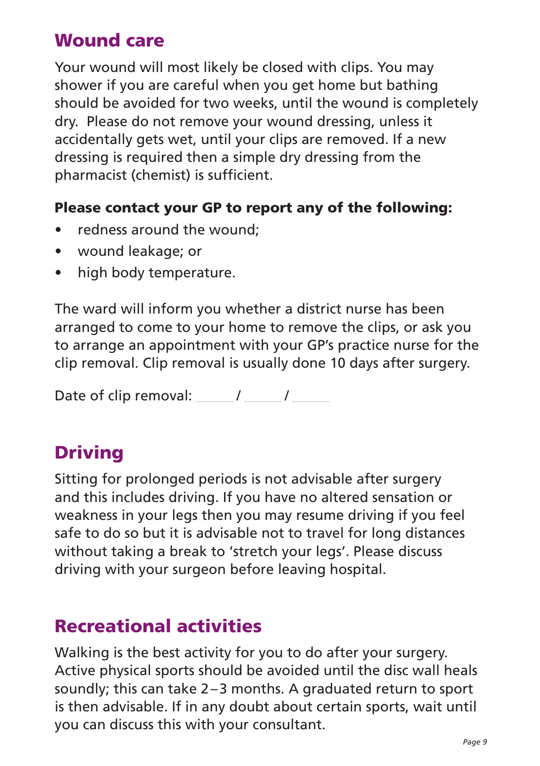## Wound care

Your wound will most likely be closed with clips. You may shower if you are careful when you get home but bathing should be avoided for two weeks, until the wound is completely dry. Please do not remove your wound dressing, unless it accidentally gets wet, until your clips are removed. If a new dressing is required then a simple dry dressing from the pharmacist (chemist) is sufficient.

**Please contact your GP to report any of the following:**

- redness around the wound;
- wound leakage; or
- high body temperature.

The ward will inform you whether a district nurse has been arranged to come to your home to remove the clips, or ask you to arrange an appointment with your GP's practice nurse for the clip removal. Clip removal is usually done 10 days after surgery.

Date of clip removal: ........ / ........ / ........

## Driving

Sitting for prolonged periods is not advisable after surgery and this includes driving. If you have no altered sensation or weakness in your legs then you may resume driving if you feel safe to do so but it is advisable not to travel for long distances without taking a break to 'stretch your legs'. Please discuss driving with your surgeon before leaving hospital.

## Recreational activities

Walking is the best activity for you to do after your surgery. Active physical sports should be avoided until the disc wall heals soundly; this can take 2–3 months. A graduated return to sport is then advisable. If in any doubt about certain sports, wait until you can discuss this with your consultant.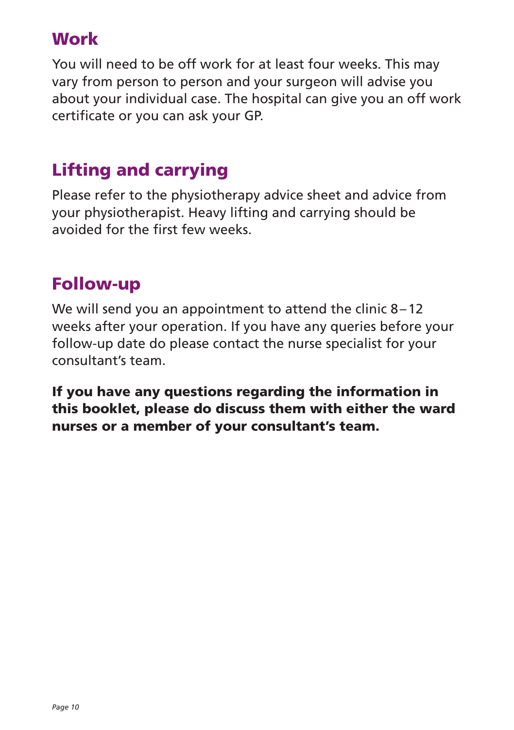## Work

You will need to be off work for at least four weeks. This may vary from person to person and your surgeon will advise you about your individual case. The hospital can give you an off work certificate or you can ask your GP.

## Lifting and carrying

Please refer to the physiotherapy advice sheet and advice from your physiotherapist. Heavy lifting and carrying should be avoided for the first few weeks.

## Follow-up

We will send you an appointment to attend the clinic 8 – 12 weeks after your operation. If you have any queries before your follow-up date do please contact the nurse specialist for your consultant's team.

**If you have any questions regarding the information in this booklet, please do discuss them with either the ward nurses or a member of your consultant's team.**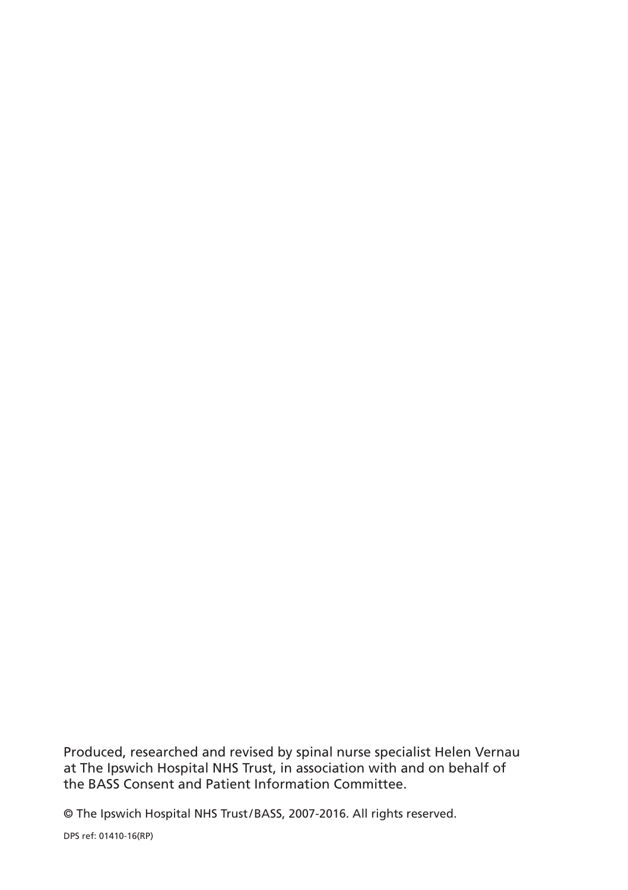Produced, researched and revised by spinal nurse specialist Helen Vernau at The Ipswich Hospital NHS Trust, in association with and on behalf of the BASS Consent and Patient Information Committee.

© The Ipswich Hospital NHS Trust/BASS, 2007-2016. All rights reserved.

DPS ref: 01410-16(RP)